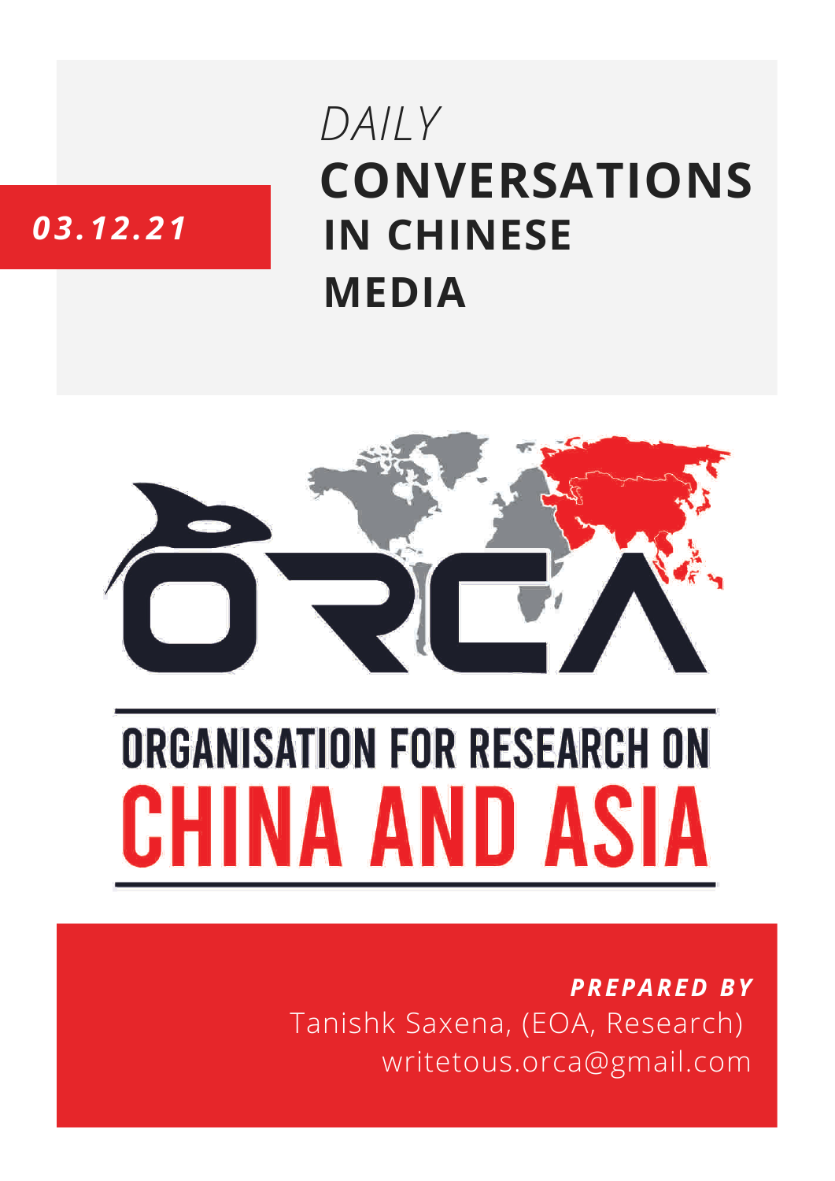*03.12.21*

# *DAILY* CONVERSATIONS IN CHINESE MEDIA

ORGANISATION FOR RESEARCH ON
CHINA AND ASIA

***PREPARED BY***
Tanishk Saxena, (EOA, Research)
writetous.orca@gmail.com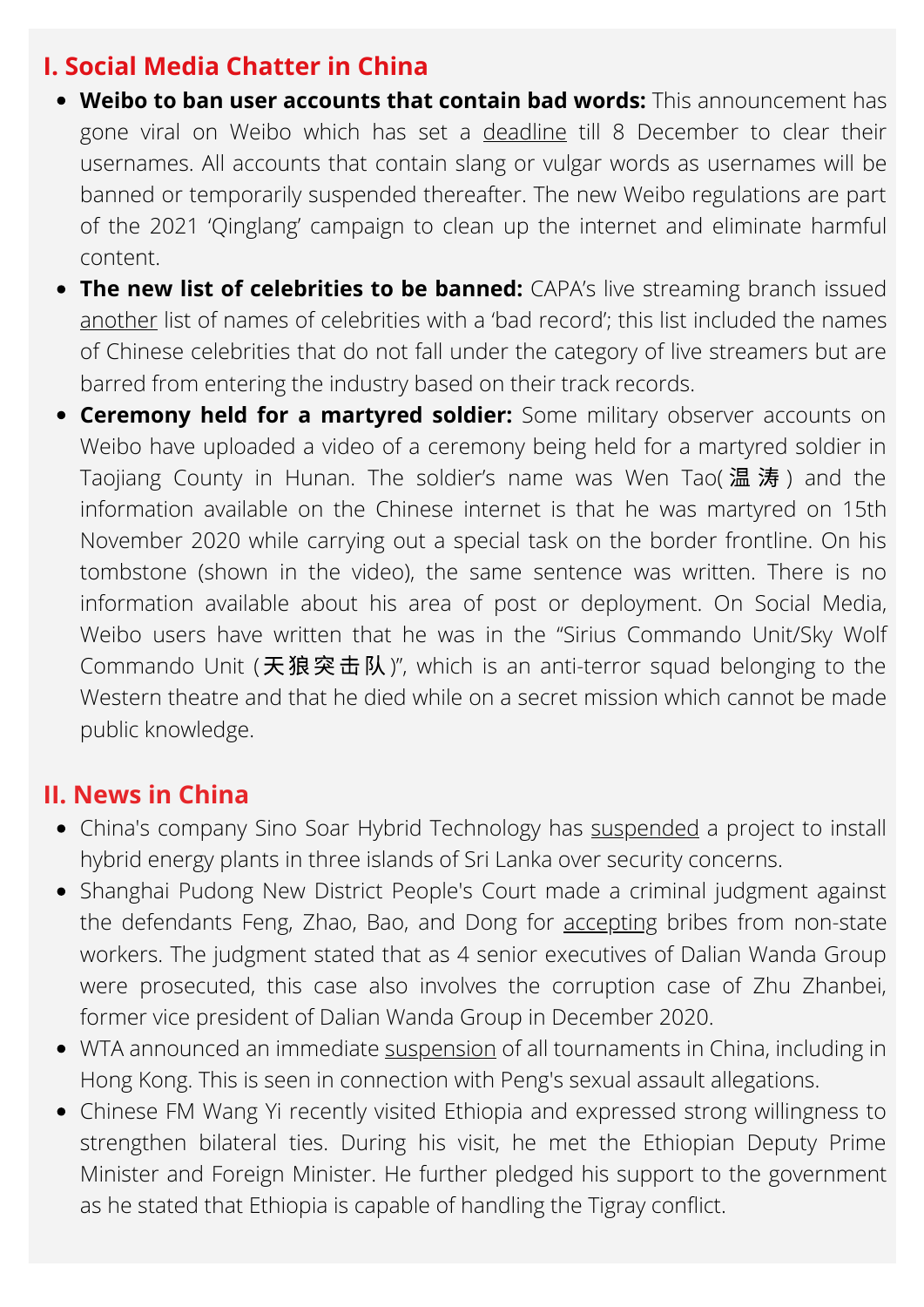## I. Social Media Chatter in China

- **Weibo to ban user accounts that contain bad words:** This announcement has gone viral on Weibo which has set a deadline till 8 December to clear their usernames. All accounts that contain slang or vulgar words as usernames will be banned or temporarily suspended thereafter. The new Weibo regulations are part of the 2021 'Qinglang' campaign to clean up the internet and eliminate harmful content.
- **The new list of celebrities to be banned:** CAPA's live streaming branch issued another list of names of celebrities with a 'bad record'; this list included the names of Chinese celebrities that do not fall under the category of live streamers but are barred from entering the industry based on their track records.
- **Ceremony held for a martyred soldier:** Some military observer accounts on Weibo have uploaded a video of a ceremony being held for a martyred soldier in Taojiang County in Hunan. The soldier's name was Wen Tao(温涛) and the information available on the Chinese internet is that he was martyred on 15th November 2020 while carrying out a special task on the border frontline. On his tombstone (shown in the video), the same sentence was written. There is no information available about his area of post or deployment. On Social Media, Weibo users have written that he was in the "Sirius Commando Unit/Sky Wolf Commando Unit (天狼突击队)", which is an anti-terror squad belonging to the Western theatre and that he died while on a secret mission which cannot be made public knowledge.

## II. News in China

- China's company Sino Soar Hybrid Technology has suspended a project to install hybrid energy plants in three islands of Sri Lanka over security concerns.
- Shanghai Pudong New District People's Court made a criminal judgment against the defendants Feng, Zhao, Bao, and Dong for accepting bribes from non-state workers. The judgment stated that as 4 senior executives of Dalian Wanda Group were prosecuted, this case also involves the corruption case of Zhu Zhanbei, former vice president of Dalian Wanda Group in December 2020.
- WTA announced an immediate suspension of all tournaments in China, including in Hong Kong. This is seen in connection with Peng's sexual assault allegations.
- Chinese FM Wang Yi recently visited Ethiopia and expressed strong willingness to strengthen bilateral ties. During his visit, he met the Ethiopian Deputy Prime Minister and Foreign Minister. He further pledged his support to the government as he stated that Ethiopia is capable of handling the Tigray conflict.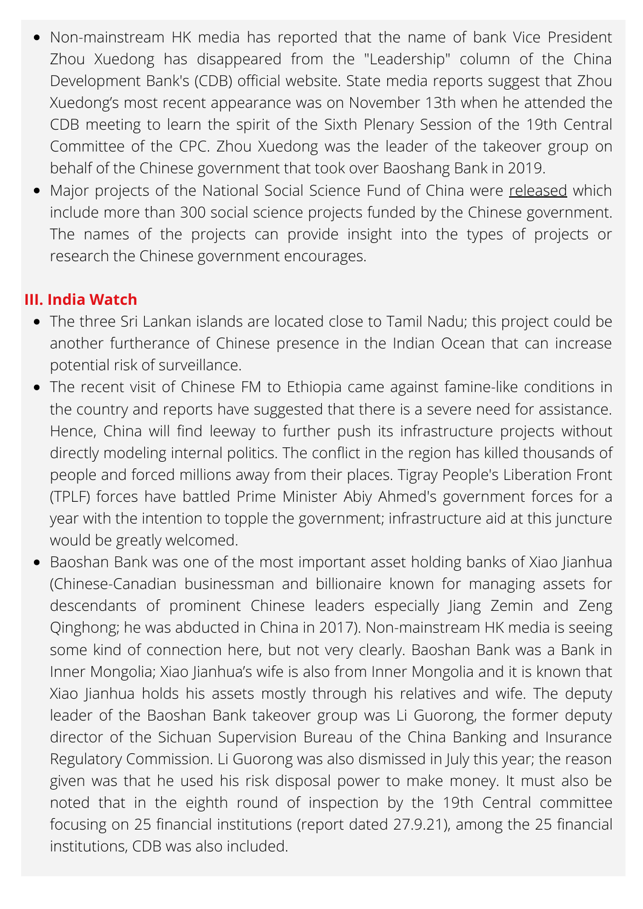- Non-mainstream HK media has reported that the name of bank Vice President Zhou Xuedong has disappeared from the "Leadership" column of the China Development Bank's (CDB) official website. State media reports suggest that Zhou Xuedong's most recent appearance was on November 13th when he attended the CDB meeting to learn the spirit of the Sixth Plenary Session of the 19th Central Committee of the CPC. Zhou Xuedong was the leader of the takeover group on behalf of the Chinese government that took over Baoshang Bank in 2019.
- Major projects of the National Social Science Fund of China were released which include more than 300 social science projects funded by the Chinese government. The names of the projects can provide insight into the types of projects or research the Chinese government encourages.

## III. India Watch

- The three Sri Lankan islands are located close to Tamil Nadu; this project could be another furtherance of Chinese presence in the Indian Ocean that can increase potential risk of surveillance.
- The recent visit of Chinese FM to Ethiopia came against famine-like conditions in the country and reports have suggested that there is a severe need for assistance. Hence, China will find leeway to further push its infrastructure projects without directly modeling internal politics. The conflict in the region has killed thousands of people and forced millions away from their places. Tigray People's Liberation Front (TPLF) forces have battled Prime Minister Abiy Ahmed's government forces for a year with the intention to topple the government; infrastructure aid at this juncture would be greatly welcomed.
- Baoshan Bank was one of the most important asset holding banks of Xiao Jianhua (Chinese-Canadian businessman and billionaire known for managing assets for descendants of prominent Chinese leaders especially Jiang Zemin and Zeng Qinghong; he was abducted in China in 2017). Non-mainstream HK media is seeing some kind of connection here, but not very clearly. Baoshan Bank was a Bank in Inner Mongolia; Xiao Jianhua's wife is also from Inner Mongolia and it is known that Xiao Jianhua holds his assets mostly through his relatives and wife. The deputy leader of the Baoshan Bank takeover group was Li Guorong, the former deputy director of the Sichuan Supervision Bureau of the China Banking and Insurance Regulatory Commission. Li Guorong was also dismissed in July this year; the reason given was that he used his risk disposal power to make money. It must also be noted that in the eighth round of inspection by the 19th Central committee focusing on 25 financial institutions (report dated 27.9.21), among the 25 financial institutions, CDB was also included.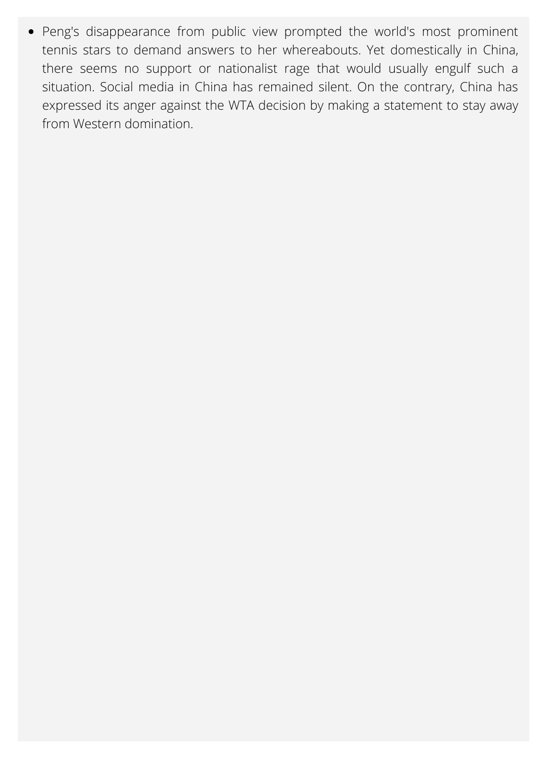- Peng's disappearance from public view prompted the world's most prominent tennis stars to demand answers to her whereabouts. Yet domestically in China, there seems no support or nationalist rage that would usually engulf such a situation. Social media in China has remained silent. On the contrary, China has expressed its anger against the WTA decision by making a statement to stay away from Western domination.